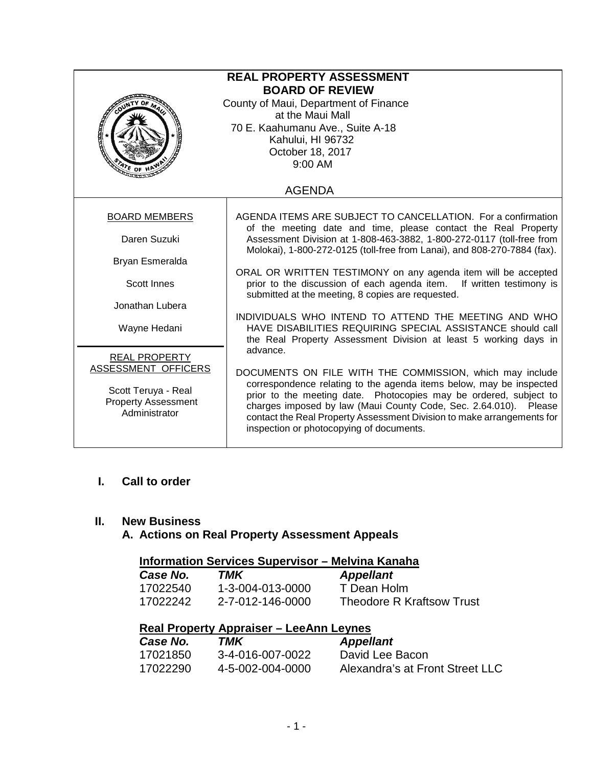# REAL PROPERTY ASSESSMENT BOARD OF REVIEW

County of Maui, Department of Finance
at the Maui Mall
70 E. Kaahumanu Ave., Suite A-18
Kahului, HI 96732
October 18, 2017
9:00 AM

## AGENDA

**BOARD MEMBERS**

Daren Suzuki

Bryan Esmeralda

Scott Innes

Jonathan Lubera

Wayne Hedani

**REAL PROPERTY ASSESSMENT OFFICERS**

Scott Teruya - Real Property Assessment Administrator

AGENDA ITEMS ARE SUBJECT TO CANCELLATION. For a confirmation of the meeting date and time, please contact the Real Property Assessment Division at 1-808-463-3882, 1-800-272-0117 (toll-free from Molokai), 1-800-272-0125 (toll-free from Lanai), and 808-270-7884 (fax).

ORAL OR WRITTEN TESTIMONY on any agenda item will be accepted prior to the discussion of each agenda item. If written testimony is submitted at the meeting, 8 copies are requested.

INDIVIDUALS WHO INTEND TO ATTEND THE MEETING AND WHO HAVE DISABILITIES REQUIRING SPECIAL ASSISTANCE should call the Real Property Assessment Division at least 5 working days in advance.

DOCUMENTS ON FILE WITH THE COMMISSION, which may include correspondence relating to the agenda items below, may be inspected prior to the meeting date. Photocopies may be ordered, subject to charges imposed by law (Maui County Code, Sec. 2.64.010). Please contact the Real Property Assessment Division to make arrangements for inspection or photocopying of documents.

## I. Call to order

## II. New Business

### A. Actions on Real Property Assessment Appeals

**Information Services Supervisor – Melvina Kanaha**

| *Case No.* | *TMK* | *Appellant* |
|---|---|---|
| 17022540 | 1-3-004-013-0000 | T Dean Holm |
| 17022242 | 2-7-012-146-0000 | Theodore R Kraftsow Trust |

**Real Property Appraiser – LeeAnn Leynes**

| *Case No.* | *TMK* | *Appellant* |
|---|---|---|
| 17021850 | 3-4-016-007-0022 | David Lee Bacon |
| 17022290 | 4-5-002-004-0000 | Alexandra's at Front Street LLC |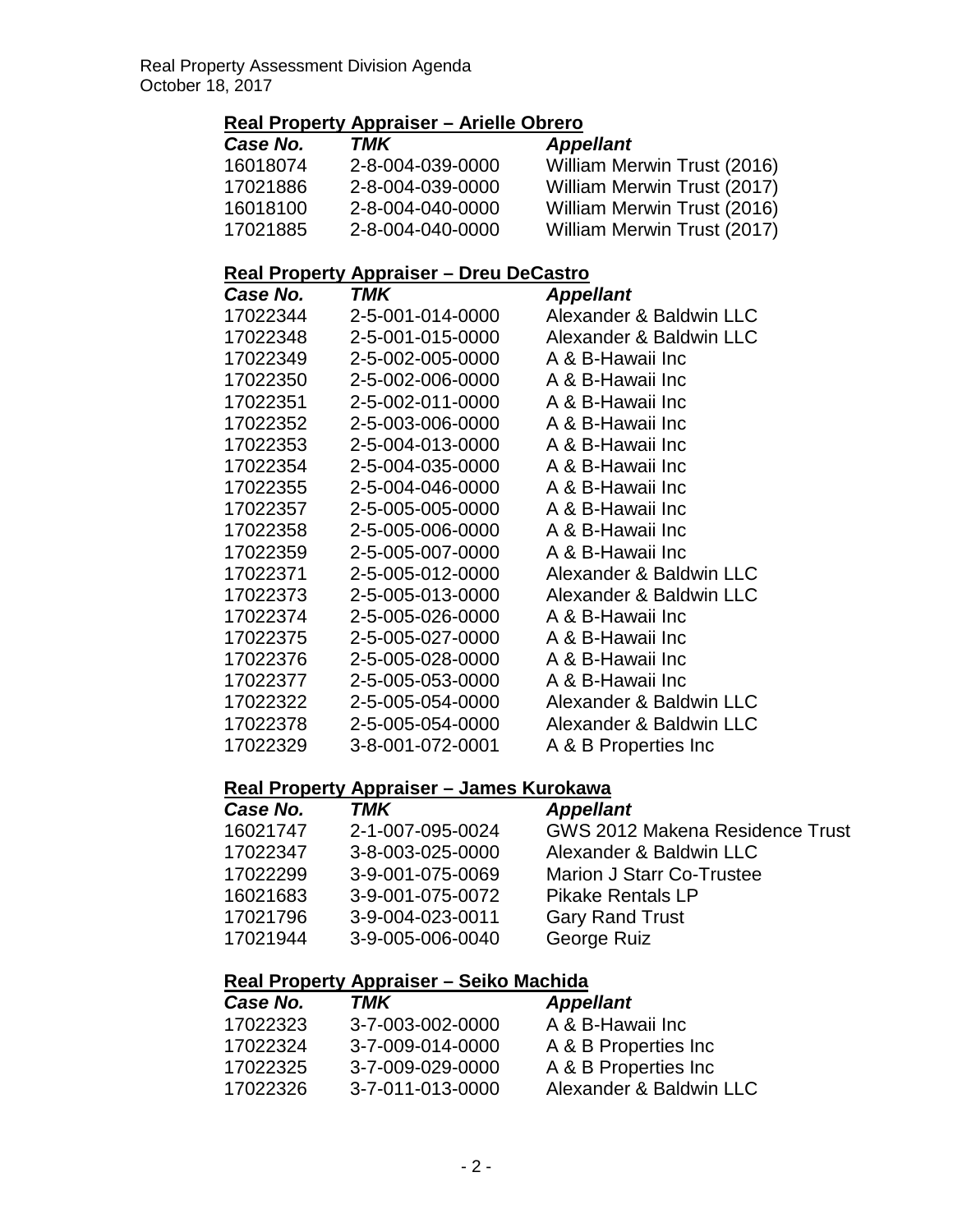### Real Property Appraiser – Arielle Obrero

| *Case No.* | *TMK* | *Appellant* |
|---|---|---|
| 16018074 | 2-8-004-039-0000 | William Merwin Trust (2016) |
| 17021886 | 2-8-004-039-0000 | William Merwin Trust (2017) |
| 16018100 | 2-8-004-040-0000 | William Merwin Trust (2016) |
| 17021885 | 2-8-004-040-0000 | William Merwin Trust (2017) |

### Real Property Appraiser – Dreu DeCastro

| *Case No.* | *TMK* | *Appellant* |
|---|---|---|
| 17022344 | 2-5-001-014-0000 | Alexander & Baldwin LLC |
| 17022348 | 2-5-001-015-0000 | Alexander & Baldwin LLC |
| 17022349 | 2-5-002-005-0000 | A & B-Hawaii Inc |
| 17022350 | 2-5-002-006-0000 | A & B-Hawaii Inc |
| 17022351 | 2-5-002-011-0000 | A & B-Hawaii Inc |
| 17022352 | 2-5-003-006-0000 | A & B-Hawaii Inc |
| 17022353 | 2-5-004-013-0000 | A & B-Hawaii Inc |
| 17022354 | 2-5-004-035-0000 | A & B-Hawaii Inc |
| 17022355 | 2-5-004-046-0000 | A & B-Hawaii Inc |
| 17022357 | 2-5-005-005-0000 | A & B-Hawaii Inc |
| 17022358 | 2-5-005-006-0000 | A & B-Hawaii Inc |
| 17022359 | 2-5-005-007-0000 | A & B-Hawaii Inc |
| 17022371 | 2-5-005-012-0000 | Alexander & Baldwin LLC |
| 17022373 | 2-5-005-013-0000 | Alexander & Baldwin LLC |
| 17022374 | 2-5-005-026-0000 | A & B-Hawaii Inc |
| 17022375 | 2-5-005-027-0000 | A & B-Hawaii Inc |
| 17022376 | 2-5-005-028-0000 | A & B-Hawaii Inc |
| 17022377 | 2-5-005-053-0000 | A & B-Hawaii Inc |
| 17022322 | 2-5-005-054-0000 | Alexander & Baldwin LLC |
| 17022378 | 2-5-005-054-0000 | Alexander & Baldwin LLC |
| 17022329 | 3-8-001-072-0001 | A & B Properties Inc |

### Real Property Appraiser – James Kurokawa

| *Case No.* | *TMK* | *Appellant* |
|---|---|---|
| 16021747 | 2-1-007-095-0024 | GWS 2012 Makena Residence Trust |
| 17022347 | 3-8-003-025-0000 | Alexander & Baldwin LLC |
| 17022299 | 3-9-001-075-0069 | Marion J Starr Co-Trustee |
| 16021683 | 3-9-001-075-0072 | Pikake Rentals LP |
| 17021796 | 3-9-004-023-0011 | Gary Rand Trust |
| 17021944 | 3-9-005-006-0040 | George Ruiz |

### Real Property Appraiser – Seiko Machida

| *Case No.* | *TMK* | *Appellant* |
|---|---|---|
| 17022323 | 3-7-003-002-0000 | A & B-Hawaii Inc |
| 17022324 | 3-7-009-014-0000 | A & B Properties Inc |
| 17022325 | 3-7-009-029-0000 | A & B Properties Inc |
| 17022326 | 3-7-011-013-0000 | Alexander & Baldwin LLC |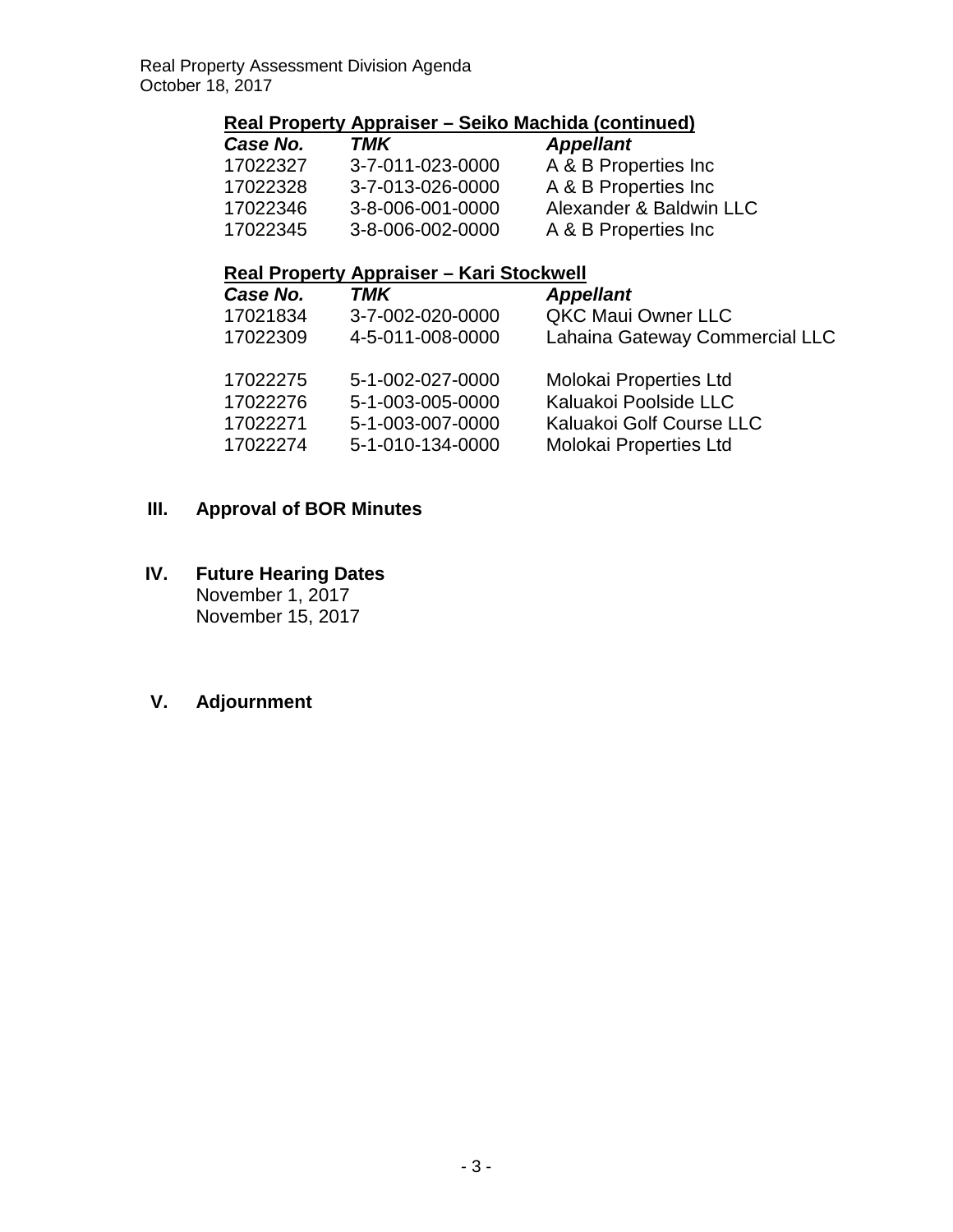**Real Property Appraiser – Seiko Machida (continued)**

| *Case No.* | *TMK* | *Appellant* |
|---|---|---|
| 17022327 | 3-7-011-023-0000 | A & B Properties Inc |
| 17022328 | 3-7-013-026-0000 | A & B Properties Inc |
| 17022346 | 3-8-006-001-0000 | Alexander & Baldwin LLC |
| 17022345 | 3-8-006-002-0000 | A & B Properties Inc |

**Real Property Appraiser – Kari Stockwell**

| *Case No.* | *TMK* | *Appellant* |
|---|---|---|
| 17021834 | 3-7-002-020-0000 | QKC Maui Owner LLC |
| 17022309 | 4-5-011-008-0000 | Lahaina Gateway Commercial LLC |
| 17022275 | 5-1-002-027-0000 | Molokai Properties Ltd |
| 17022276 | 5-1-003-005-0000 | Kaluakoi Poolside LLC |
| 17022271 | 5-1-003-007-0000 | Kaluakoi Golf Course LLC |
| 17022274 | 5-1-010-134-0000 | Molokai Properties Ltd |

## III. Approval of BOR Minutes

## IV. Future Hearing Dates

November 1, 2017
November 15, 2017

## V. Adjournment